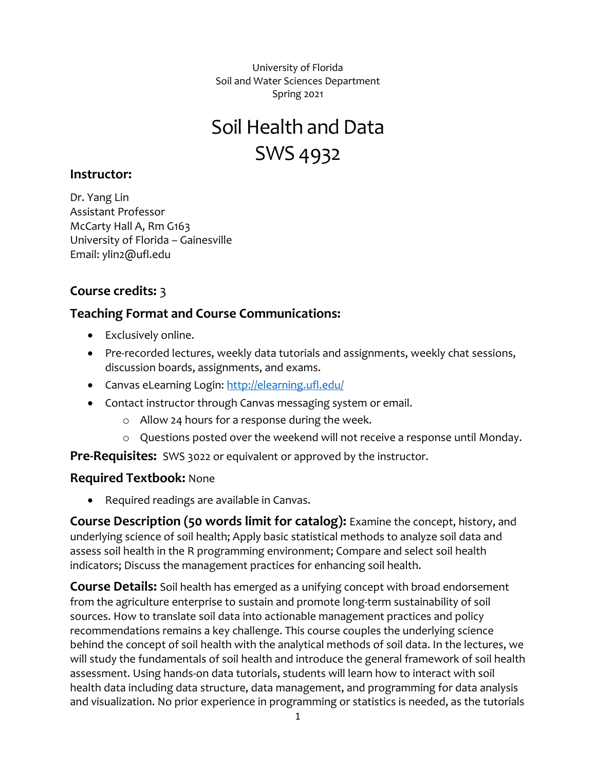University of Florida
Soil and Water Sciences Department
Spring 2021

# Soil Health and Data
# SWS 4932

## Instructor:

Dr. Yang Lin
Assistant Professor
McCarty Hall A, Rm G163
University of Florida – Gainesville
Email: ylin2@ufl.edu

## Course credits: 3

## Teaching Format and Course Communications:

- Exclusively online.
- Pre-recorded lectures, weekly data tutorials and assignments, weekly chat sessions, discussion boards, assignments, and exams.
- Canvas eLearning Login: [http://elearning.ufl.edu/](http://elearning.ufl.edu/)
- Contact instructor through Canvas messaging system or email.
    - Allow 24 hours for a response during the week.
    - Questions posted over the weekend will not receive a response until Monday.

**Pre-Requisites:** SWS 3022 or equivalent or approved by the instructor.

**Required Textbook:** None

- Required readings are available in Canvas.

**Course Description (50 words limit for catalog):** Examine the concept, history, and underlying science of soil health; Apply basic statistical methods to analyze soil data and assess soil health in the R programming environment; Compare and select soil health indicators; Discuss the management practices for enhancing soil health.

**Course Details:** Soil health has emerged as a unifying concept with broad endorsement from the agriculture enterprise to sustain and promote long-term sustainability of soil sources. How to translate soil data into actionable management practices and policy recommendations remains a key challenge. This course couples the underlying science behind the concept of soil health with the analytical methods of soil data. In the lectures, we will study the fundamentals of soil health and introduce the general framework of soil health assessment. Using hands-on data tutorials, students will learn how to interact with soil health data including data structure, data management, and programming for data analysis and visualization. No prior experience in programming or statistics is needed, as the tutorials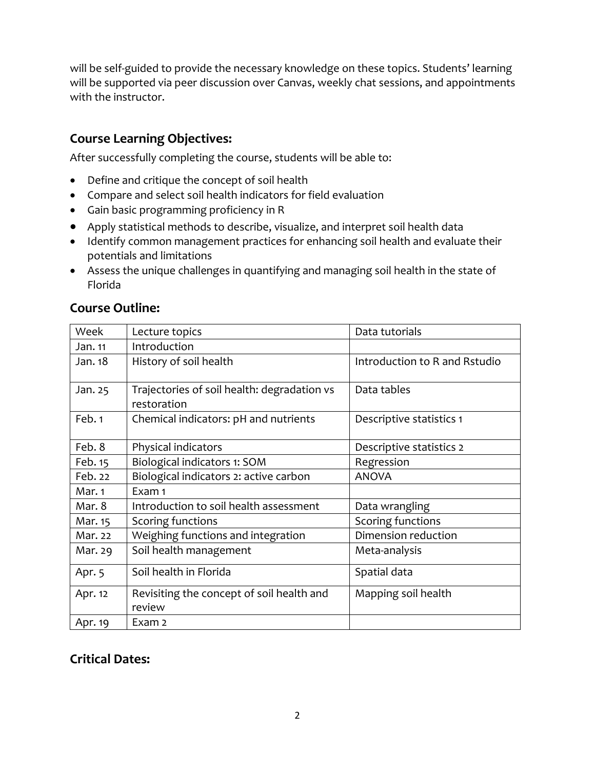will be self-guided to provide the necessary knowledge on these topics. Students' learning will be supported via peer discussion over Canvas, weekly chat sessions, and appointments with the instructor.

## Course Learning Objectives:

After successfully completing the course, students will be able to:

- Define and critique the concept of soil health
- Compare and select soil health indicators for field evaluation
- Gain basic programming proficiency in R
- Apply statistical methods to describe, visualize, and interpret soil health data
- Identify common management practices for enhancing soil health and evaluate their potentials and limitations
- Assess the unique challenges in quantifying and managing soil health in the state of Florida

## Course Outline:

| Week | Lecture topics | Data tutorials |
|---|---|---|
| Jan. 11 | Introduction | |
| Jan. 18 | History of soil health | Introduction to R and Rstudio |
| Jan. 25 | Trajectories of soil health: degradation vs restoration | Data tables |
| Feb. 1 | Chemical indicators: pH and nutrients | Descriptive statistics 1 |
| Feb. 8 | Physical indicators | Descriptive statistics 2 |
| Feb. 15 | Biological indicators 1: SOM | Regression |
| Feb. 22 | Biological indicators 2: active carbon | ANOVA |
| Mar. 1 | Exam 1 | |
| Mar. 8 | Introduction to soil health assessment | Data wrangling |
| Mar. 15 | Scoring functions | Scoring functions |
| Mar. 22 | Weighing functions and integration | Dimension reduction |
| Mar. 29 | Soil health management | Meta-analysis |
| Apr. 5 | Soil health in Florida | Spatial data |
| Apr. 12 | Revisiting the concept of soil health and review | Mapping soil health |
| Apr. 19 | Exam 2 | |

## Critical Dates: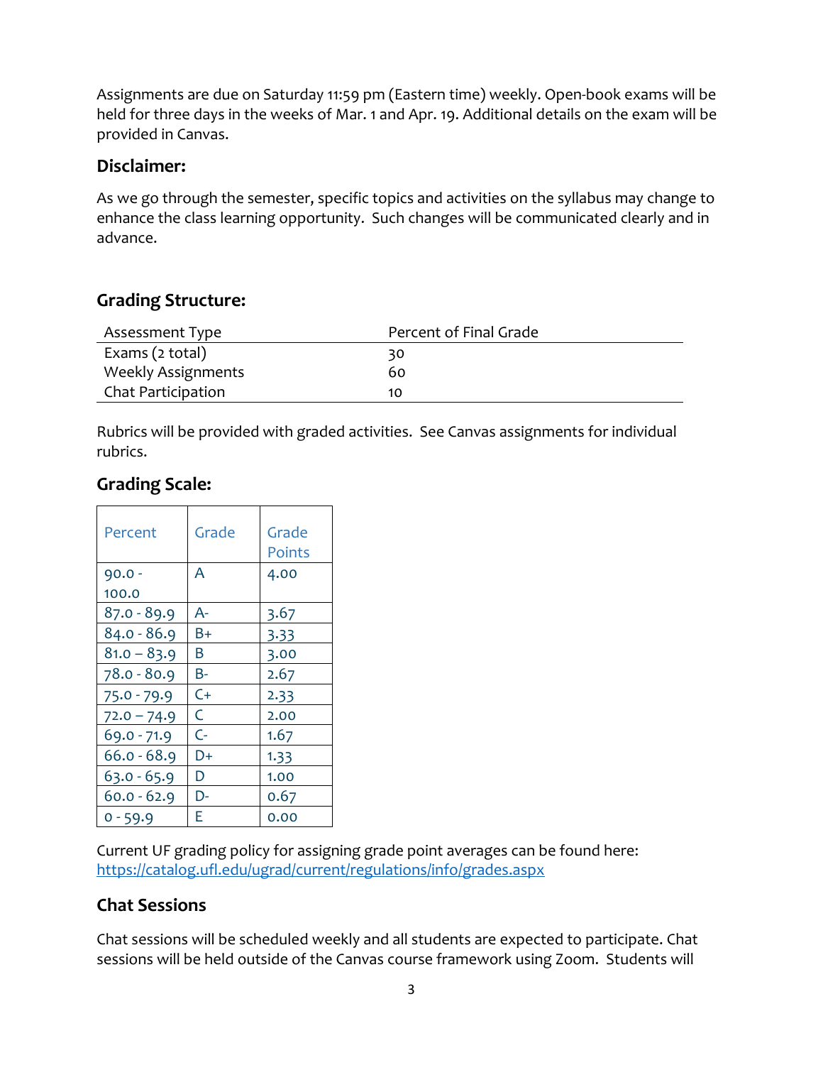Assignments are due on Saturday 11:59 pm (Eastern time) weekly. Open-book exams will be held for three days in the weeks of Mar. 1 and Apr. 19. Additional details on the exam will be provided in Canvas.

### Disclaimer:

As we go through the semester, specific topics and activities on the syllabus may change to enhance the class learning opportunity. Such changes will be communicated clearly and in advance.

### Grading Structure:

| Assessment Type | Percent of Final Grade |
|---|---|
| Exams (2 total) | 30 |
| Weekly Assignments | 60 |
| Chat Participation | 10 |

Rubrics will be provided with graded activities. See Canvas assignments for individual rubrics.

### Grading Scale:

| Percent | Grade | Grade Points |
|---|---|---|
| 90.0 - 100.0 | A | 4.00 |
| 87.0 - 89.9 | A- | 3.67 |
| 84.0 - 86.9 | B+ | 3.33 |
| 81.0 – 83.9 | B | 3.00 |
| 78.0 - 80.9 | B- | 2.67 |
| 75.0 - 79.9 | C+ | 2.33 |
| 72.0 – 74.9 | C | 2.00 |
| 69.0 - 71.9 | C- | 1.67 |
| 66.0 - 68.9 | D+ | 1.33 |
| 63.0 - 65.9 | D | 1.00 |
| 60.0 - 62.9 | D- | 0.67 |
| 0 - 59.9 | E | 0.00 |

Current UF grading policy for assigning grade point averages can be found here: https://catalog.ufl.edu/ugrad/current/regulations/info/grades.aspx

### Chat Sessions

Chat sessions will be scheduled weekly and all students are expected to participate. Chat sessions will be held outside of the Canvas course framework using Zoom. Students will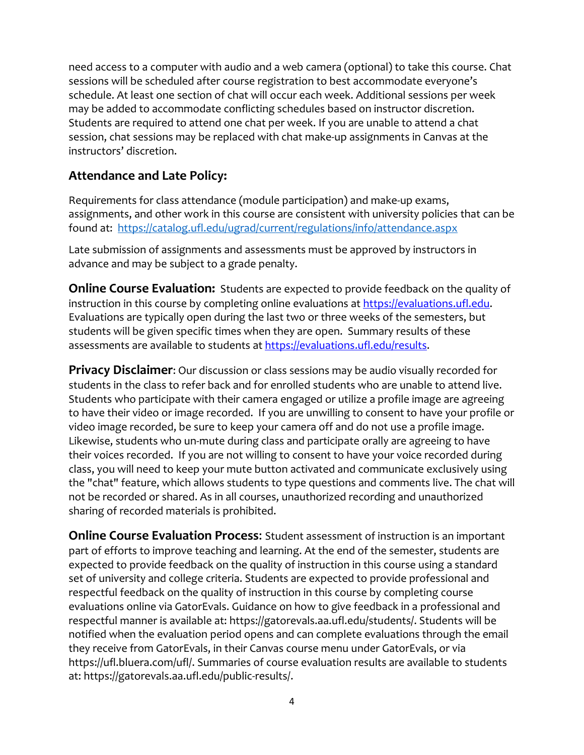need access to a computer with audio and a web camera (optional) to take this course. Chat sessions will be scheduled after course registration to best accommodate everyone's schedule. At least one section of chat will occur each week. Additional sessions per week may be added to accommodate conflicting schedules based on instructor discretion. Students are required to attend one chat per week. If you are unable to attend a chat session, chat sessions may be replaced with chat make-up assignments in Canvas at the instructors' discretion.

## Attendance and Late Policy:

Requirements for class attendance (module participation) and make-up exams, assignments, and other work in this course are consistent with university policies that can be found at: [https://catalog.ufl.edu/ugrad/current/regulations/info/attendance.aspx](https://catalog.ufl.edu/ugrad/current/regulations/info/attendance.aspx)

Late submission of assignments and assessments must be approved by instructors in advance and may be subject to a grade penalty.

**Online Course Evaluation:** Students are expected to provide feedback on the quality of instruction in this course by completing online evaluations at [https://evaluations.ufl.edu](https://evaluations.ufl.edu). Evaluations are typically open during the last two or three weeks of the semesters, but students will be given specific times when they are open. Summary results of these assessments are available to students at [https://evaluations.ufl.edu/results](https://evaluations.ufl.edu/results).

**Privacy Disclaimer**: Our discussion or class sessions may be audio visually recorded for students in the class to refer back and for enrolled students who are unable to attend live. Students who participate with their camera engaged or utilize a profile image are agreeing to have their video or image recorded. If you are unwilling to consent to have your profile or video image recorded, be sure to keep your camera off and do not use a profile image. Likewise, students who un-mute during class and participate orally are agreeing to have their voices recorded. If you are not willing to consent to have your voice recorded during class, you will need to keep your mute button activated and communicate exclusively using the "chat" feature, which allows students to type questions and comments live. The chat will not be recorded or shared. As in all courses, unauthorized recording and unauthorized sharing of recorded materials is prohibited.

**Online Course Evaluation Process**: Student assessment of instruction is an important part of efforts to improve teaching and learning. At the end of the semester, students are expected to provide feedback on the quality of instruction in this course using a standard set of university and college criteria. Students are expected to provide professional and respectful feedback on the quality of instruction in this course by completing course evaluations online via GatorEvals. Guidance on how to give feedback in a professional and respectful manner is available at: https://gatorevals.aa.ufl.edu/students/. Students will be notified when the evaluation period opens and can complete evaluations through the email they receive from GatorEvals, in their Canvas course menu under GatorEvals, or via https://ufl.bluera.com/ufl/. Summaries of course evaluation results are available to students at: https://gatorevals.aa.ufl.edu/public-results/.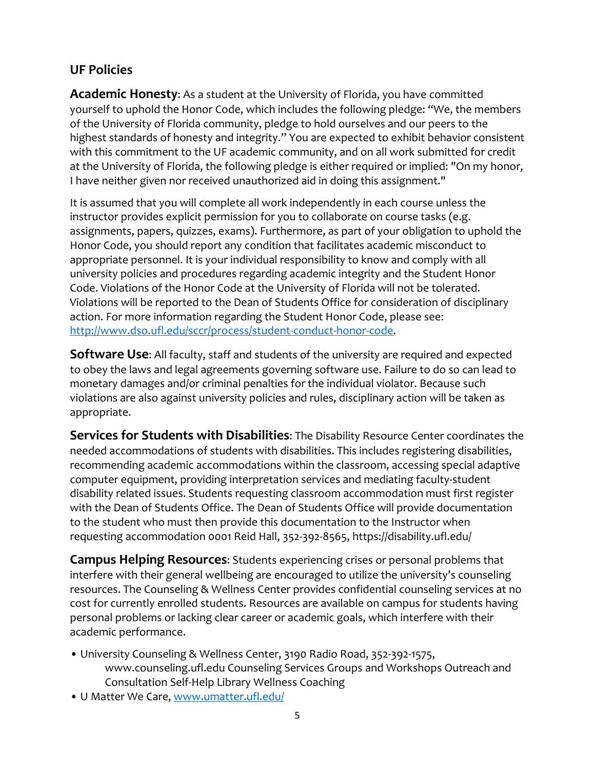## UF Policies

**Academic Honesty**: As a student at the University of Florida, you have committed yourself to uphold the Honor Code, which includes the following pledge: "We, the members of the University of Florida community, pledge to hold ourselves and our peers to the highest standards of honesty and integrity." You are expected to exhibit behavior consistent with this commitment to the UF academic community, and on all work submitted for credit at the University of Florida, the following pledge is either required or implied: "On my honor, I have neither given nor received unauthorized aid in doing this assignment."

It is assumed that you will complete all work independently in each course unless the instructor provides explicit permission for you to collaborate on course tasks (e.g. assignments, papers, quizzes, exams). Furthermore, as part of your obligation to uphold the Honor Code, you should report any condition that facilitates academic misconduct to appropriate personnel. It is your individual responsibility to know and comply with all university policies and procedures regarding academic integrity and the Student Honor Code. Violations of the Honor Code at the University of Florida will not be tolerated. Violations will be reported to the Dean of Students Office for consideration of disciplinary action. For more information regarding the Student Honor Code, please see: [http://www.dso.ufl.edu/sccr/process/student-conduct-honor-code](http://www.dso.ufl.edu/sccr/process/student-conduct-honor-code).

**Software Use**: All faculty, staff and students of the university are required and expected to obey the laws and legal agreements governing software use. Failure to do so can lead to monetary damages and/or criminal penalties for the individual violator. Because such violations are also against university policies and rules, disciplinary action will be taken as appropriate.

**Services for Students with Disabilities**: The Disability Resource Center coordinates the needed accommodations of students with disabilities. This includes registering disabilities, recommending academic accommodations within the classroom, accessing special adaptive computer equipment, providing interpretation services and mediating faculty-student disability related issues. Students requesting classroom accommodation must first register with the Dean of Students Office. The Dean of Students Office will provide documentation to the student who must then provide this documentation to the Instructor when requesting accommodation 0001 Reid Hall, 352-392-8565, https://disability.ufl.edu/

**Campus Helping Resources**: Students experiencing crises or personal problems that interfere with their general wellbeing are encouraged to utilize the university's counseling resources. The Counseling & Wellness Center provides confidential counseling services at no cost for currently enrolled students. Resources are available on campus for students having personal problems or lacking clear career or academic goals, which interfere with their academic performance.

- University Counseling & Wellness Center, 3190 Radio Road, 352-392-1575, www.counseling.ufl.edu Counseling Services Groups and Workshops Outreach and Consultation Self-Help Library Wellness Coaching
- U Matter We Care, [www.umatter.ufl.edu/](www.umatter.ufl.edu/)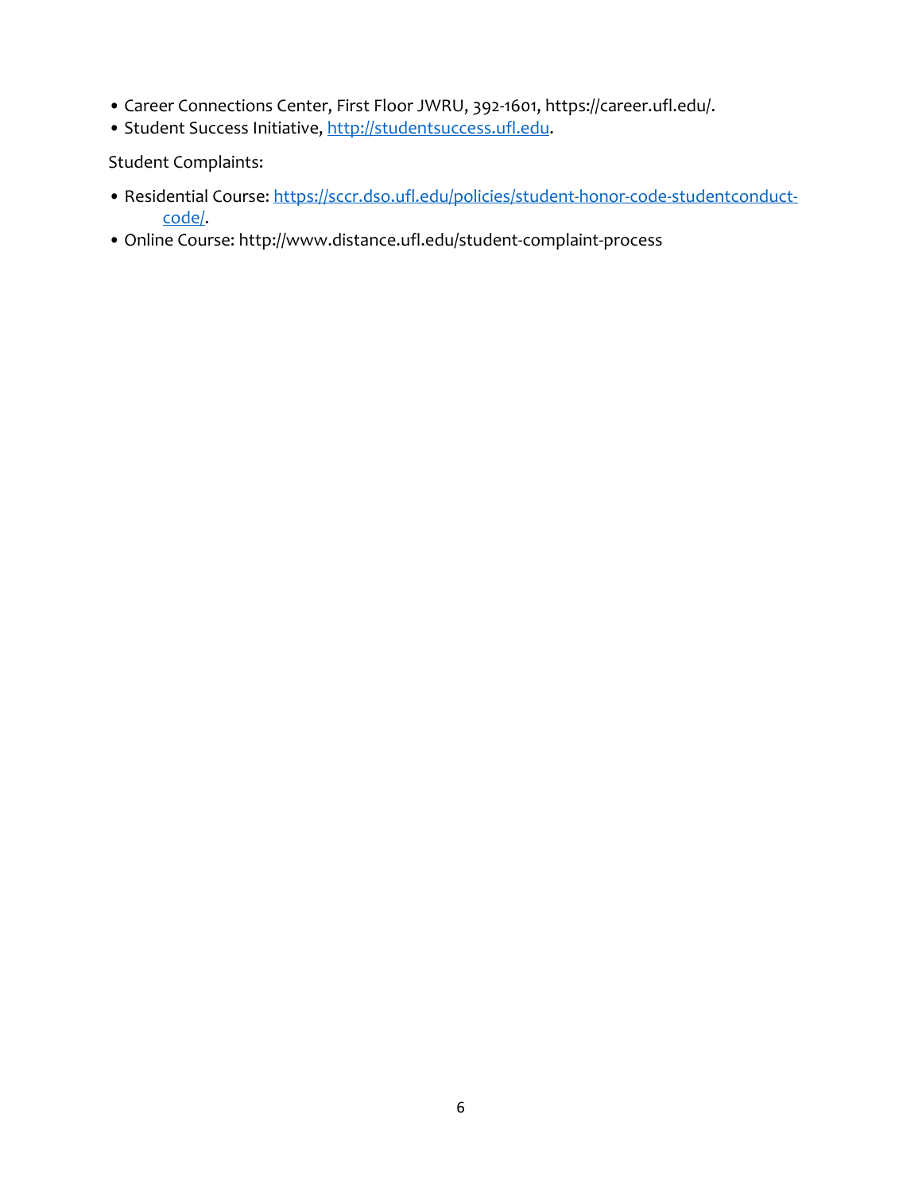- Career Connections Center, First Floor JWRU, 392-1601, https://career.ufl.edu/.
- Student Success Initiative, http://studentsuccess.ufl.edu.

Student Complaints:

- Residential Course: https://sccr.dso.ufl.edu/policies/student-honor-code-studentconduct-code/.
- Online Course: http://www.distance.ufl.edu/student-complaint-process